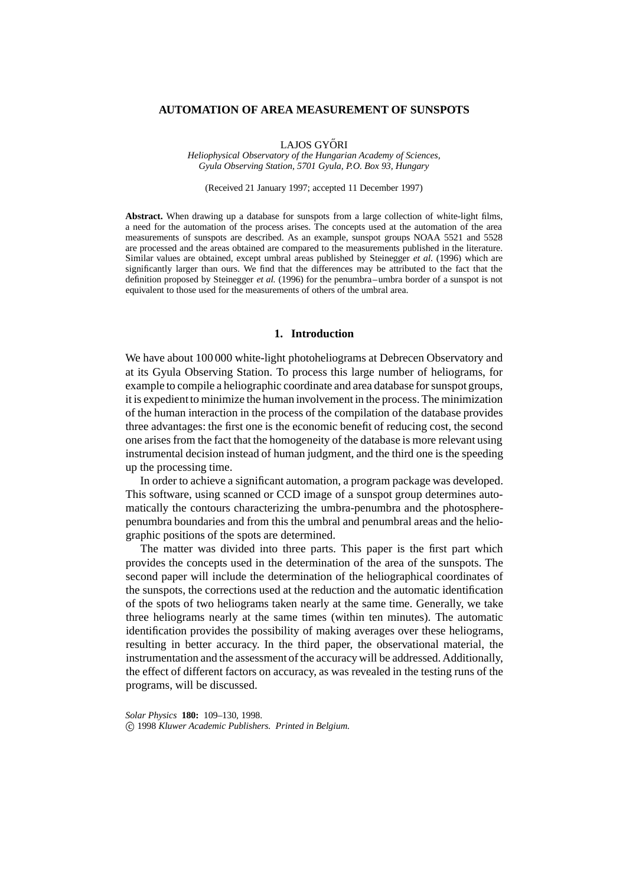# AUTOMATION OF AREA MEASUREMENT OF SUNSPOTS

LAJOS GYŐRI

*Heliophysical Observatory of the Hungarian Academy of Sciences, Gyula Observing Station, 5701 Gyula, P.O. Box 93, Hungary*

(Received 21 January 1997; accepted 11 December 1997)

**Abstract.** When drawing up a database for sunspots from a large collection of white-light films, a need for the automation of the process arises. The concepts used at the automation of the area measurements of sunspots are described. As an example, sunspot groups NOAA 5521 and 5528 are processed and the areas obtained are compared to the measurements published in the literature. Similar values are obtained, except umbral areas published by Steinegger *et al.* (1996) which are significantly larger than ours. We find that the differences may be attributed to the fact that the definition proposed by Steinegger *et al.* (1996) for the penumbra–umbra border of a sunspot is not equivalent to those used for the measurements of others of the umbral area.

## 1. Introduction

We have about 100 000 white-light photoheliograms at Debrecen Observatory and at its Gyula Observing Station. To process this large number of heliograms, for example to compile a heliographic coordinate and area database for sunspot groups, it is expedient to minimize the human involvement in the process. The minimization of the human interaction in the process of the compilation of the database provides three advantages: the first one is the economic benefit of reducing cost, the second one arises from the fact that the homogeneity of the database is more relevant using instrumental decision instead of human judgment, and the third one is the speeding up the processing time.

In order to achieve a significant automation, a program package was developed. This software, using scanned or CCD image of a sunspot group determines automatically the contours characterizing the umbra-penumbra and the photosphere-penumbra boundaries and from this the umbral and penumbral areas and the heliographic positions of the spots are determined.

The matter was divided into three parts. This paper is the first part which provides the concepts used in the determination of the area of the sunspots. The second paper will include the determination of the heliographical coordinates of the sunspots, the corrections used at the reduction and the automatic identification of the spots of two heliograms taken nearly at the same time. Generally, we take three heliograms nearly at the same times (within ten minutes). The automatic identification provides the possibility of making averages over these heliograms, resulting in better accuracy. In the third paper, the observational material, the instrumentation and the assessment of the accuracy will be addressed. Additionally, the effect of different factors on accuracy, as was revealed in the testing runs of the programs, will be discussed.

*Solar Physics* **180:** 109–130, 1998.
© 1998 *Kluwer Academic Publishers. Printed in Belgium.*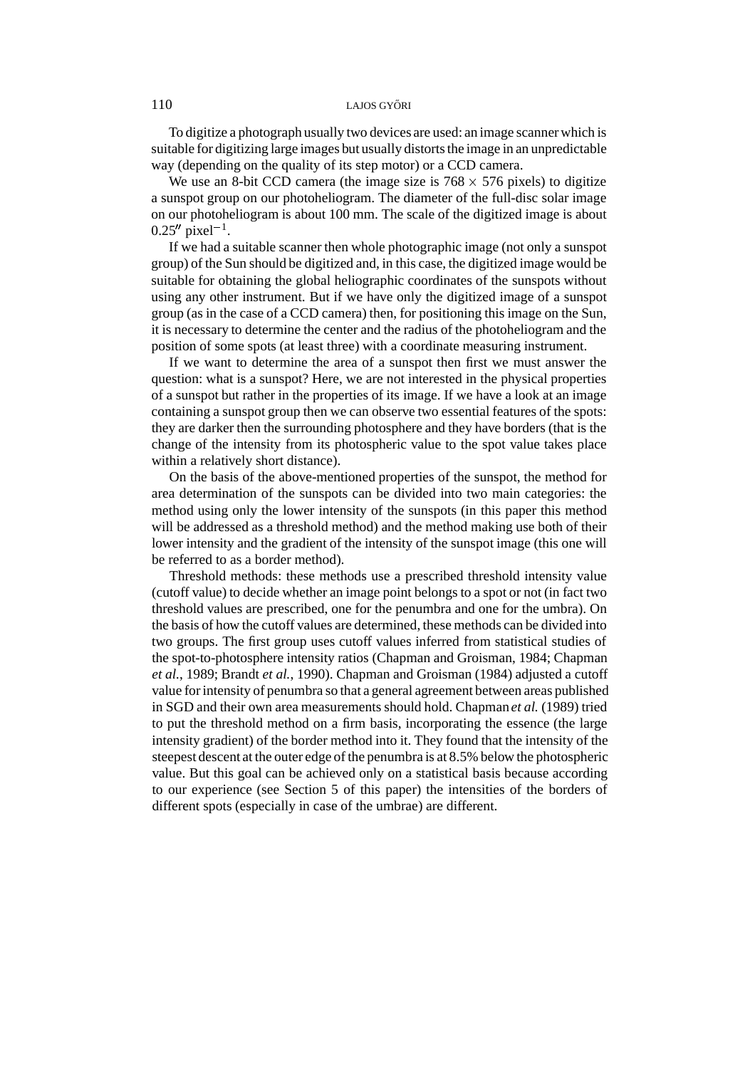To digitize a photograph usually two devices are used: an image scanner which is suitable for digitizing large images but usually distorts the image in an unpredictable way (depending on the quality of its step motor) or a CCD camera.

We use an 8-bit CCD camera (the image size is $768 \times 576$ pixels) to digitize a sunspot group on our photoheliogram. The diameter of the full-disc solar image on our photoheliogram is about 100 mm. The scale of the digitized image is about $0.25'' \text{ pixel}^{-1}$.

If we had a suitable scanner then whole photographic image (not only a sunspot group) of the Sun should be digitized and, in this case, the digitized image would be suitable for obtaining the global heliographic coordinates of the sunspots without using any other instrument. But if we have only the digitized image of a sunspot group (as in the case of a CCD camera) then, for positioning this image on the Sun, it is necessary to determine the center and the radius of the photoheliogram and the position of some spots (at least three) with a coordinate measuring instrument.

If we want to determine the area of a sunspot then first we must answer the question: what is a sunspot? Here, we are not interested in the physical properties of a sunspot but rather in the properties of its image. If we have a look at an image containing a sunspot group then we can observe two essential features of the spots: they are darker then the surrounding photosphere and they have borders (that is the change of the intensity from its photospheric value to the spot value takes place within a relatively short distance).

On the basis of the above-mentioned properties of the sunspot, the method for area determination of the sunspots can be divided into two main categories: the method using only the lower intensity of the sunspots (in this paper this method will be addressed as a threshold method) and the method making use both of their lower intensity and the gradient of the intensity of the sunspot image (this one will be referred to as a border method).

Threshold methods: these methods use a prescribed threshold intensity value (cutoff value) to decide whether an image point belongs to a spot or not (in fact two threshold values are prescribed, one for the penumbra and one for the umbra). On the basis of how the cutoff values are determined, these methods can be divided into two groups. The first group uses cutoff values inferred from statistical studies of the spot-to-photosphere intensity ratios (Chapman and Groisman, 1984; Chapman *et al.*, 1989; Brandt *et al.*, 1990). Chapman and Groisman (1984) adjusted a cutoff value for intensity of penumbra so that a general agreement between areas published in SGD and their own area measurements should hold. Chapman *et al.* (1989) tried to put the threshold method on a firm basis, incorporating the essence (the large intensity gradient) of the border method into it. They found that the intensity of the steepest descent at the outer edge of the penumbra is at 8.5% below the photospheric value. But this goal can be achieved only on a statistical basis because according to our experience (see Section 5 of this paper) the intensities of the borders of different spots (especially in case of the umbrae) are different.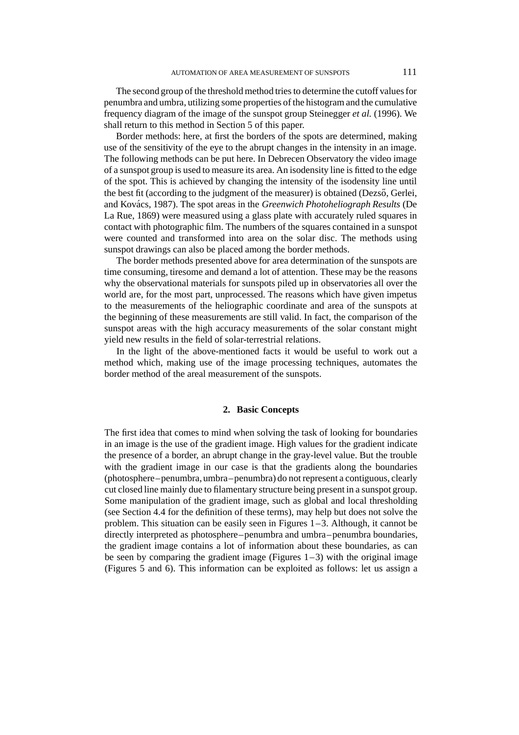The second group of the threshold method tries to determine the cutoff values for penumbra and umbra, utilizing some properties of the histogram and the cumulative frequency diagram of the image of the sunspot group Steinegger *et al.* (1996). We shall return to this method in Section 5 of this paper.

Border methods: here, at first the borders of the spots are determined, making use of the sensitivity of the eye to the abrupt changes in the intensity in an image. The following methods can be put here. In Debrecen Observatory the video image of a sunspot group is used to measure its area. An isodensity line is fitted to the edge of the spot. This is achieved by changing the intensity of the isodensity line until the best fit (according to the judgment of the measurer) is obtained (Dezső, Gerlei, and Kovács, 1987). The spot areas in the *Greenwich Photoheliograph Results* (De La Rue, 1869) were measured using a glass plate with accurately ruled squares in contact with photographic film. The numbers of the squares contained in a sunspot were counted and transformed into area on the solar disc. The methods using sunspot drawings can also be placed among the border methods.

The border methods presented above for area determination of the sunspots are time consuming, tiresome and demand a lot of attention. These may be the reasons why the observational materials for sunspots piled up in observatories all over the world are, for the most part, unprocessed. The reasons which have given impetus to the measurements of the heliographic coordinate and area of the sunspots at the beginning of these measurements are still valid. In fact, the comparison of the sunspot areas with the high accuracy measurements of the solar constant might yield new results in the field of solar-terrestrial relations.

In the light of the above-mentioned facts it would be useful to work out a method which, making use of the image processing techniques, automates the border method of the areal measurement of the sunspots.

## 2. Basic Concepts

The first idea that comes to mind when solving the task of looking for boundaries in an image is the use of the gradient image. High values for the gradient indicate the presence of a border, an abrupt change in the gray-level value. But the trouble with the gradient image in our case is that the gradients along the boundaries (photosphere–penumbra, umbra–penumbra) do not represent a contiguous, clearly cut closed line mainly due to filamentary structure being present in a sunspot group. Some manipulation of the gradient image, such as global and local thresholding (see Section 4.4 for the definition of these terms), may help but does not solve the problem. This situation can be easily seen in Figures 1–3. Although, it cannot be directly interpreted as photosphere–penumbra and umbra–penumbra boundaries, the gradient image contains a lot of information about these boundaries, as can be seen by comparing the gradient image (Figures 1–3) with the original image (Figures 5 and 6). This information can be exploited as follows: let us assign a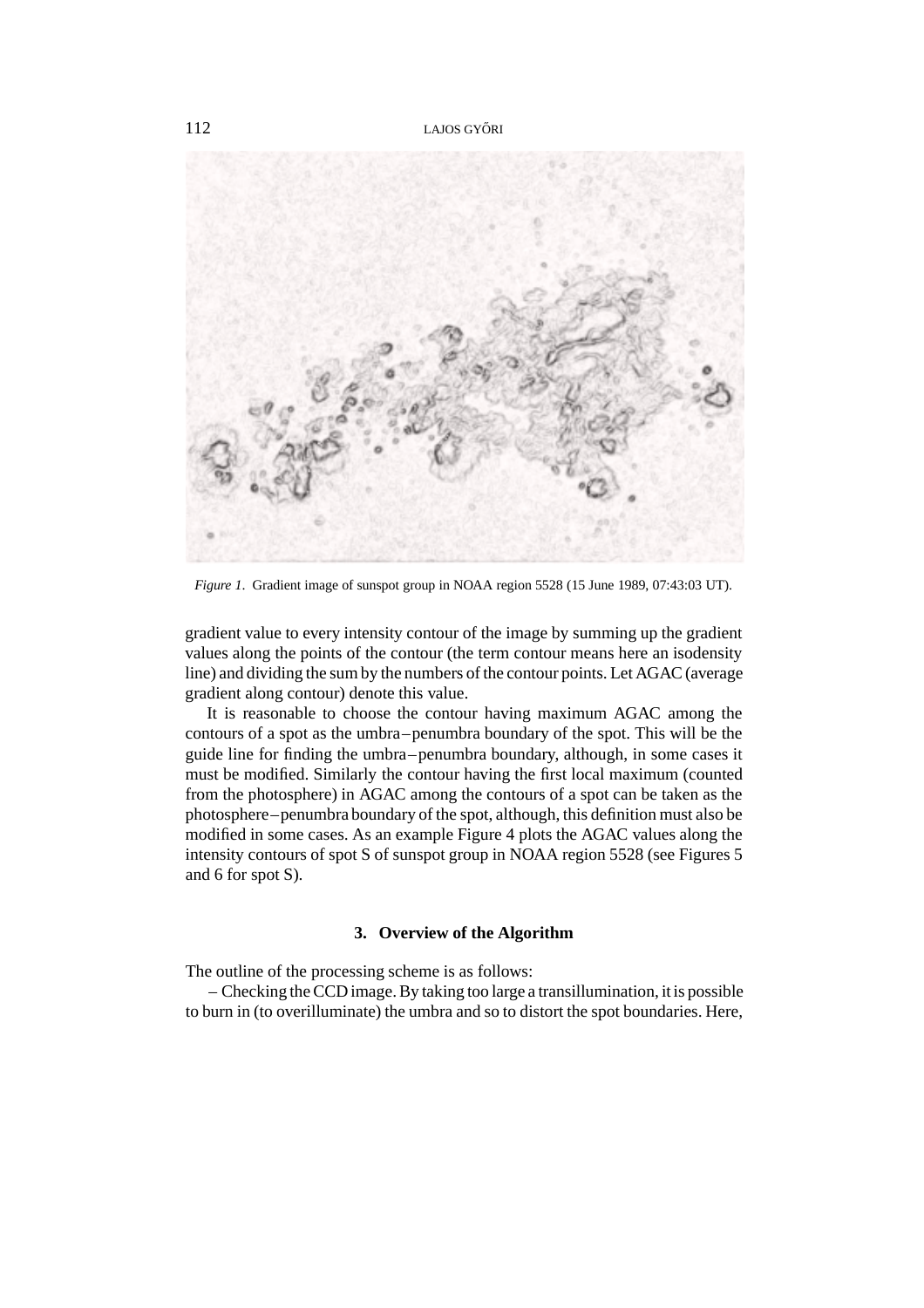*Figure 1*. Gradient image of sunspot group in NOAA region 5528 (15 June 1989, 07:43:03 UT).

gradient value to every intensity contour of the image by summing up the gradient values along the points of the contour (the term contour means here an isodensity line) and dividing the sum by the numbers of the contour points. Let AGAC (average gradient along contour) denote this value.

It is reasonable to choose the contour having maximum AGAC among the contours of a spot as the umbra–penumbra boundary of the spot. This will be the guide line for finding the umbra–penumbra boundary, although, in some cases it must be modified. Similarly the contour having the first local maximum (counted from the photosphere) in AGAC among the contours of a spot can be taken as the photosphere–penumbra boundary of the spot, although, this definition must also be modified in some cases. As an example Figure 4 plots the AGAC values along the intensity contours of spot S of sunspot group in NOAA region 5528 (see Figures 5 and 6 for spot S).

## 3. Overview of the Algorithm

The outline of the processing scheme is as follows:

– Checking the CCD image. By taking too large a transillumination, it is possible to burn in (to overilluminate) the umbra and so to distort the spot boundaries. Here,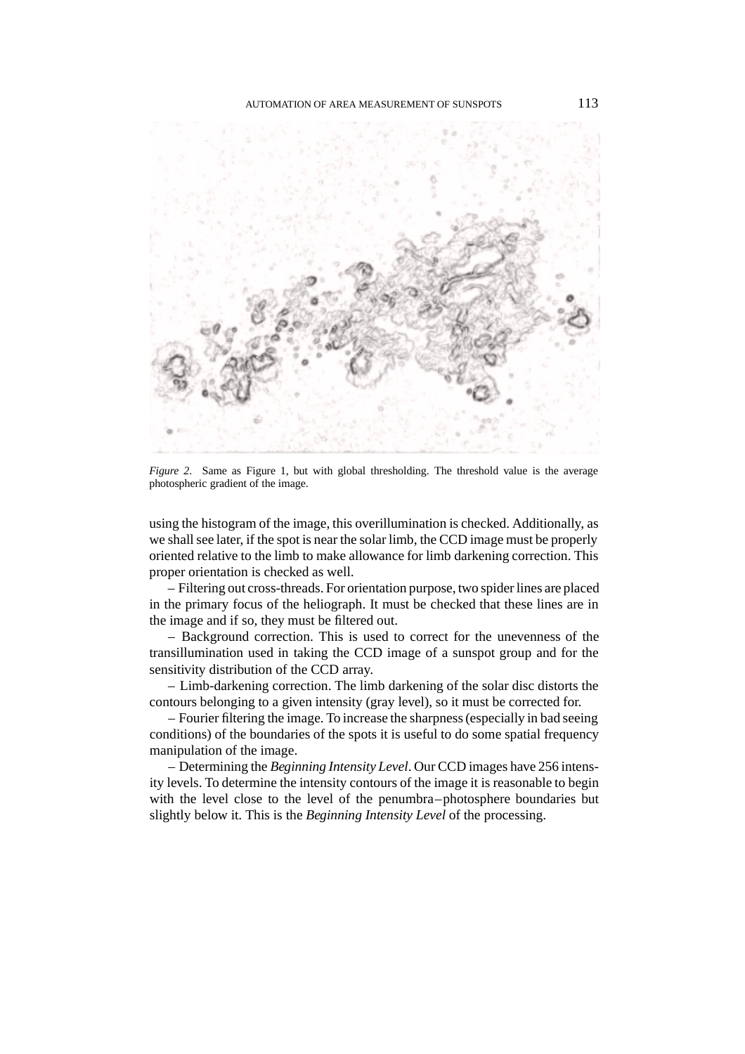*Figure 2.* Same as Figure 1, but with global thresholding. The threshold value is the average photospheric gradient of the image.

using the histogram of the image, this overillumination is checked. Additionally, as we shall see later, if the spot is near the solar limb, the CCD image must be properly oriented relative to the limb to make allowance for limb darkening correction. This proper orientation is checked as well.

– Filtering out cross-threads. For orientation purpose, two spider lines are placed in the primary focus of the heliograph. It must be checked that these lines are in the image and if so, they must be filtered out.

– Background correction. This is used to correct for the unevenness of the transillumination used in taking the CCD image of a sunspot group and for the sensitivity distribution of the CCD array.

– Limb-darkening correction. The limb darkening of the solar disc distorts the contours belonging to a given intensity (gray level), so it must be corrected for.

– Fourier filtering the image. To increase the sharpness (especially in bad seeing conditions) of the boundaries of the spots it is useful to do some spatial frequency manipulation of the image.

– Determining the *Beginning Intensity Level*. Our CCD images have 256 intensity levels. To determine the intensity contours of the image it is reasonable to begin with the level close to the level of the penumbra–photosphere boundaries but slightly below it. This is the *Beginning Intensity Level* of the processing.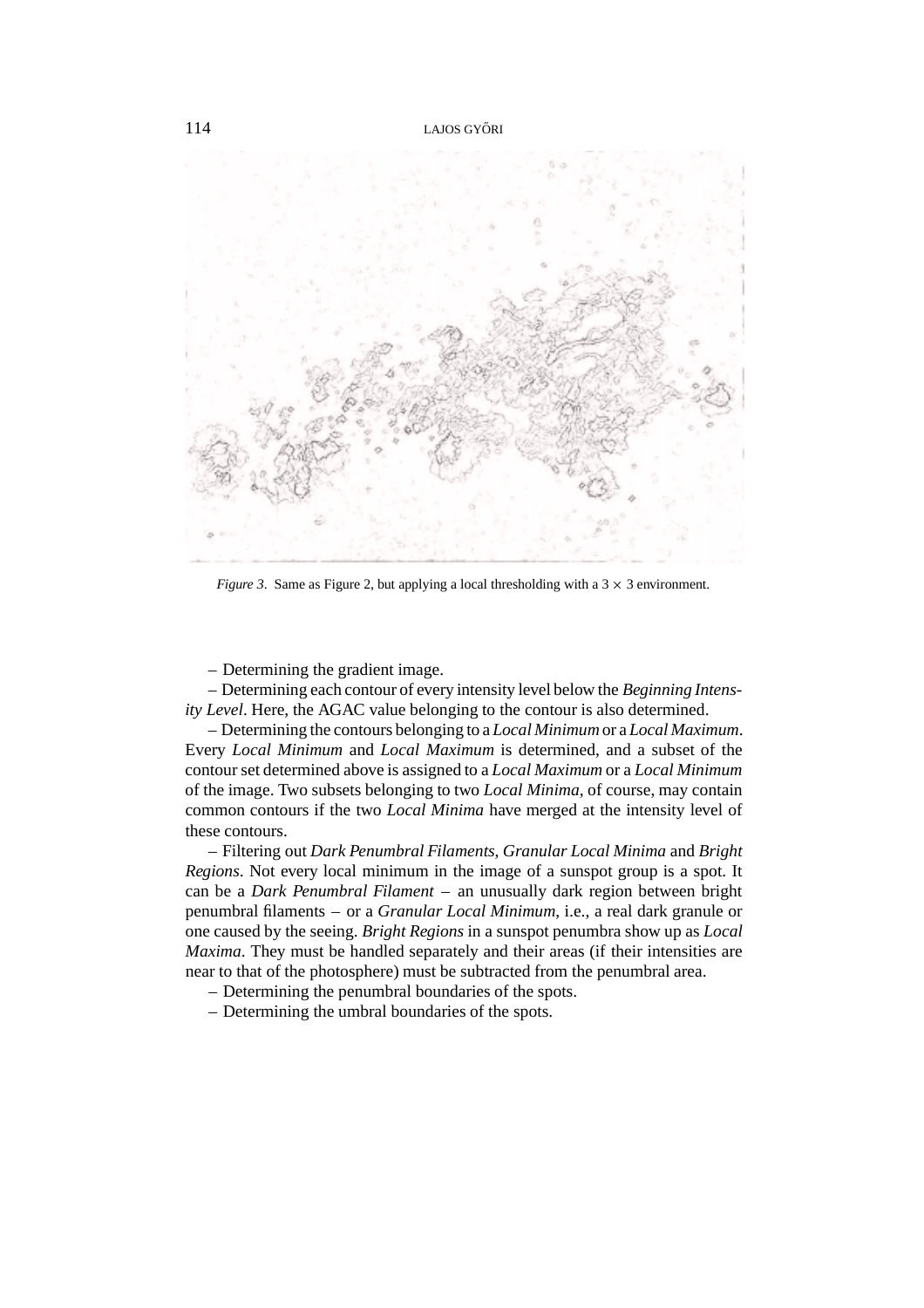*Figure 3*. Same as Figure 2, but applying a local thresholding with a $3 \times 3$ environment.

– Determining the gradient image.

– Determining each contour of every intensity level below the *Beginning Intensity Level*. Here, the AGAC value belonging to the contour is also determined.

– Determining the contours belonging to a *Local Minimum* or a *Local Maximum*. Every *Local Minimum* and *Local Maximum* is determined, and a subset of the contour set determined above is assigned to a *Local Maximum* or a *Local Minimum* of the image. Two subsets belonging to two *Local Minima*, of course, may contain common contours if the two *Local Minima* have merged at the intensity level of these contours.

– Filtering out *Dark Penumbral Filaments*, *Granular Local Minima* and *Bright Regions*. Not every local minimum in the image of a sunspot group is a spot. It can be a *Dark Penumbral Filament* – an unusually dark region between bright penumbral filaments – or a *Granular Local Minimum*, i.e., a real dark granule or one caused by the seeing. *Bright Regions* in a sunspot penumbra show up as *Local Maxima*. They must be handled separately and their areas (if their intensities are near to that of the photosphere) must be subtracted from the penumbral area.

– Determining the penumbral boundaries of the spots.

– Determining the umbral boundaries of the spots.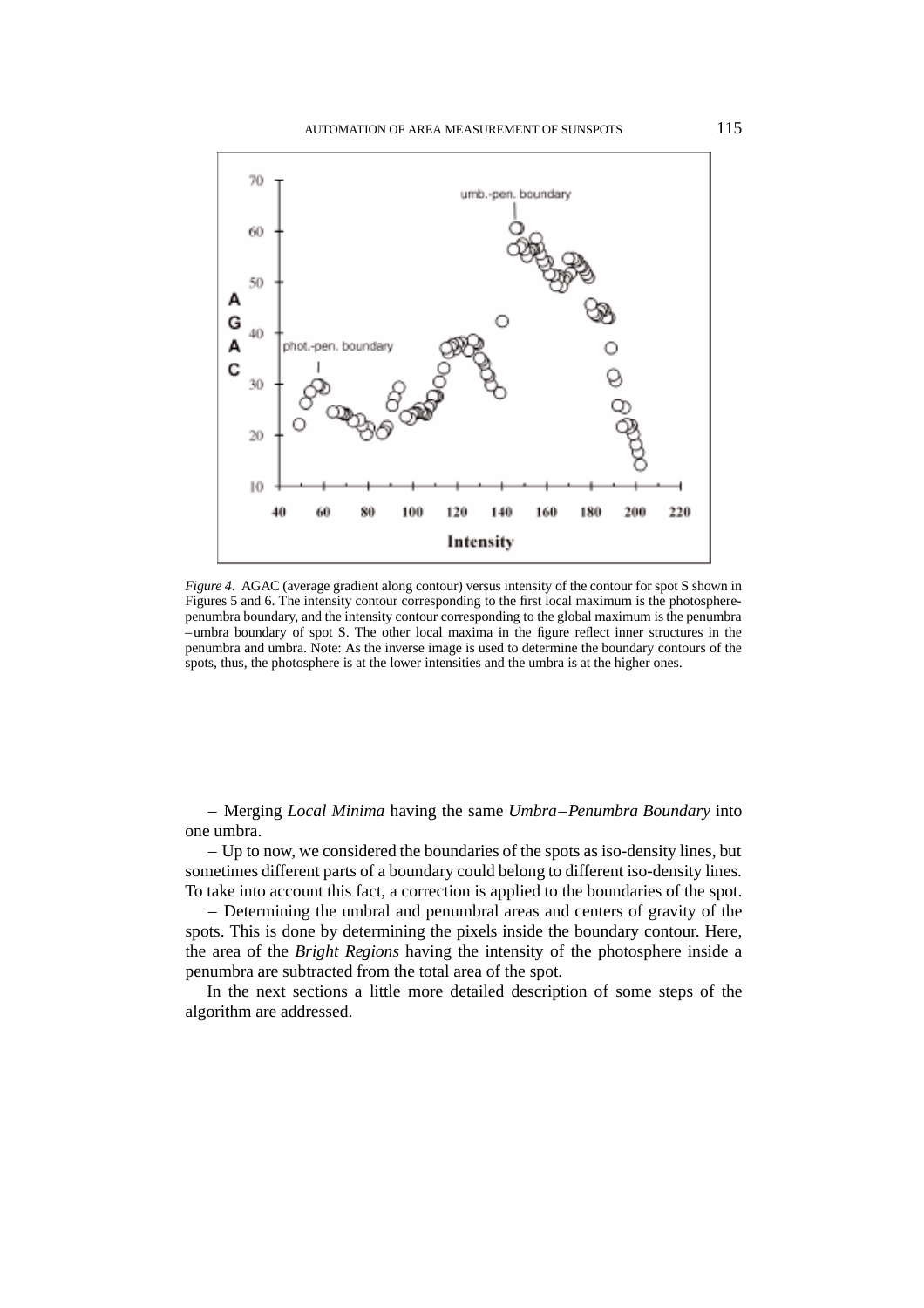*Figure 4*. AGAC (average gradient along contour) versus intensity of the contour for spot S shown in Figures 5 and 6. The intensity contour corresponding to the first local maximum is the photosphere-penumbra boundary, and the intensity contour corresponding to the global maximum is the penumbra–umbra boundary of spot S. The other local maxima in the figure reflect inner structures in the penumbra and umbra. Note: As the inverse image is used to determine the boundary contours of the spots, thus, the photosphere is at the lower intensities and the umbra is at the higher ones.

– Merging *Local Minima* having the same *Umbra–Penumbra Boundary* into one umbra.

– Up to now, we considered the boundaries of the spots as iso-density lines, but sometimes different parts of a boundary could belong to different iso-density lines. To take into account this fact, a correction is applied to the boundaries of the spot.

– Determining the umbral and penumbral areas and centers of gravity of the spots. This is done by determining the pixels inside the boundary contour. Here, the area of the *Bright Regions* having the intensity of the photosphere inside a penumbra are subtracted from the total area of the spot.

In the next sections a little more detailed description of some steps of the algorithm are addressed.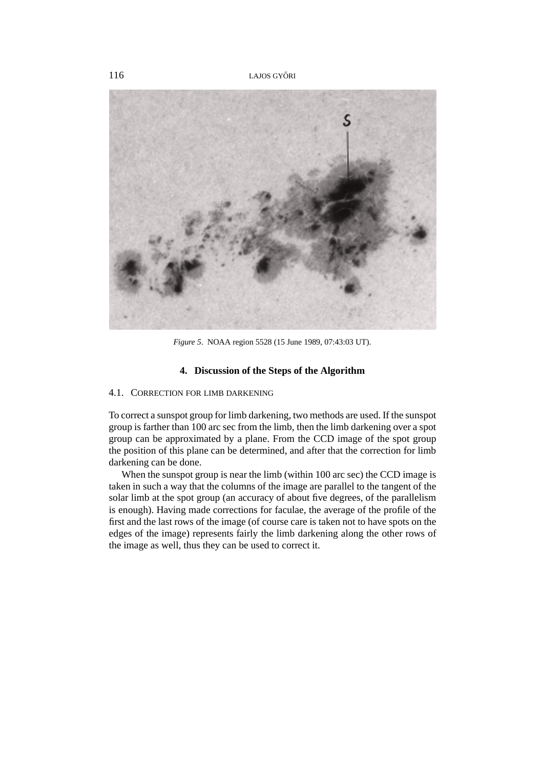*Figure 5*. NOAA region 5528 (15 June 1989, 07:43:03 UT).

## 4. Discussion of the Steps of the Algorithm

### 4.1. Correction for Limb Darkening

To correct a sunspot group for limb darkening, two methods are used. If the sunspot group is farther than 100 arc sec from the limb, then the limb darkening over a spot group can be approximated by a plane. From the CCD image of the spot group the position of this plane can be determined, and after that the correction for limb darkening can be done.

When the sunspot group is near the limb (within 100 arc sec) the CCD image is taken in such a way that the columns of the image are parallel to the tangent of the solar limb at the spot group (an accuracy of about five degrees, of the parallelism is enough). Having made corrections for faculae, the average of the profile of the first and the last rows of the image (of course care is taken not to have spots on the edges of the image) represents fairly the limb darkening along the other rows of the image as well, thus they can be used to correct it.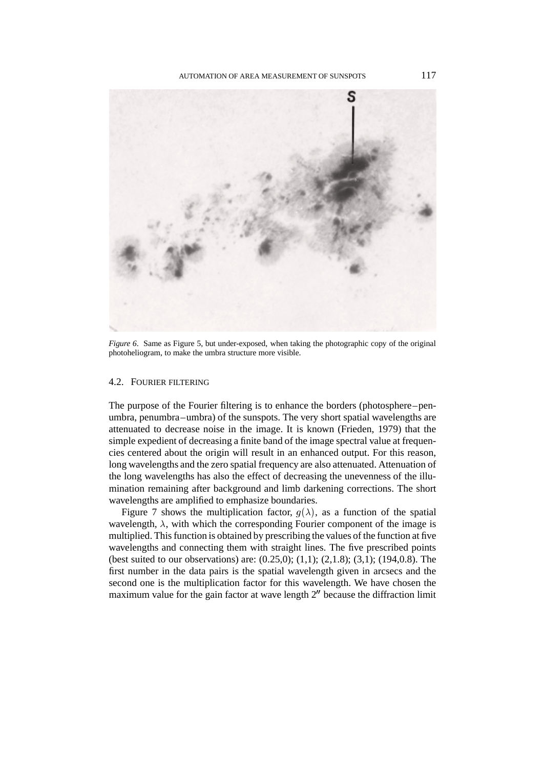*Figure 6*. Same as Figure 5, but under-exposed, when taking the photographic copy of the original photoheliogram, to make the umbra structure more visible.

### 4.2. Fourier filtering

The purpose of the Fourier filtering is to enhance the borders (photosphere–penumbra, penumbra–umbra) of the sunspots. The very short spatial wavelengths are attenuated to decrease noise in the image. It is known (Frieden, 1979) that the simple expedient of decreasing a finite band of the image spectral value at frequencies centered about the origin will result in an enhanced output. For this reason, long wavelengths and the zero spatial frequency are also attenuated. Attenuation of the long wavelengths has also the effect of decreasing the unevenness of the illumination remaining after background and limb darkening corrections. The short wavelengths are amplified to emphasize boundaries.

Figure 7 shows the multiplication factor, $g(\lambda)$, as a function of the spatial wavelength, $\lambda$, with which the corresponding Fourier component of the image is multiplied. This function is obtained by prescribing the values of the function at five wavelengths and connecting them with straight lines. The five prescribed points (best suited to our observations) are: (0.25,0); (1,1); (2,1.8); (3,1); (194,0.8). The first number in the data pairs is the spatial wavelength given in arcsecs and the second one is the multiplication factor for this wavelength. We have chosen the maximum value for the gain factor at wave length 2″ because the diffraction limit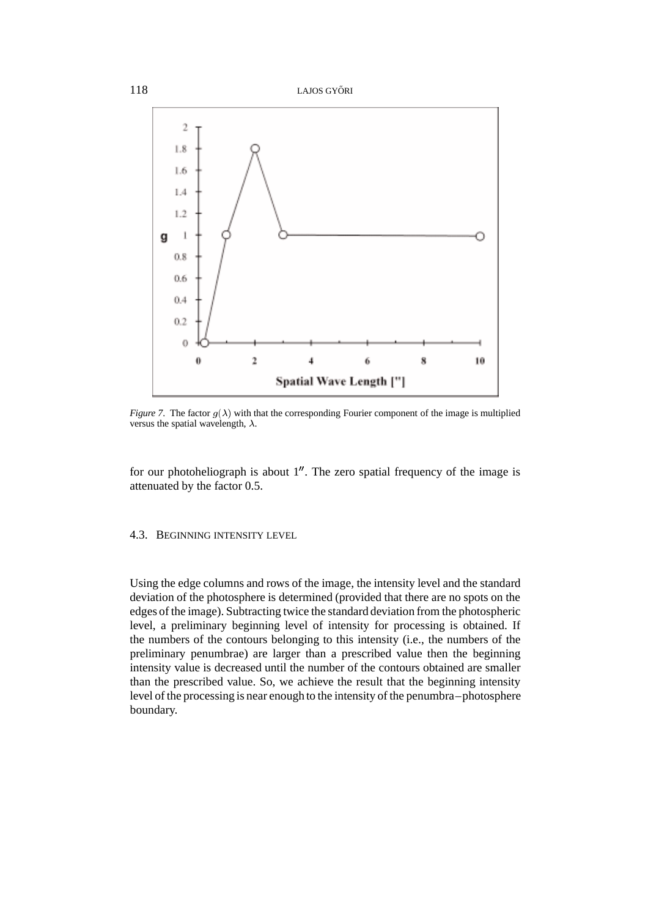*Figure 7*. The factor $g(\lambda)$ with that the corresponding Fourier component of the image is multiplied versus the spatial wavelength, $\lambda$.

for our photoheliograph is about $1''$. The zero spatial frequency of the image is attenuated by the factor 0.5.

### 4.3. Beginning intensity level

Using the edge columns and rows of the image, the intensity level and the standard deviation of the photosphere is determined (provided that there are no spots on the edges of the image). Subtracting twice the standard deviation from the photospheric level, a preliminary beginning level of intensity for processing is obtained. If the numbers of the contours belonging to this intensity (i.e., the numbers of the preliminary penumbrae) are larger than a prescribed value then the beginning intensity value is decreased until the number of the contours obtained are smaller than the prescribed value. So, we achieve the result that the beginning intensity level of the processing is near enough to the intensity of the penumbra–photosphere boundary.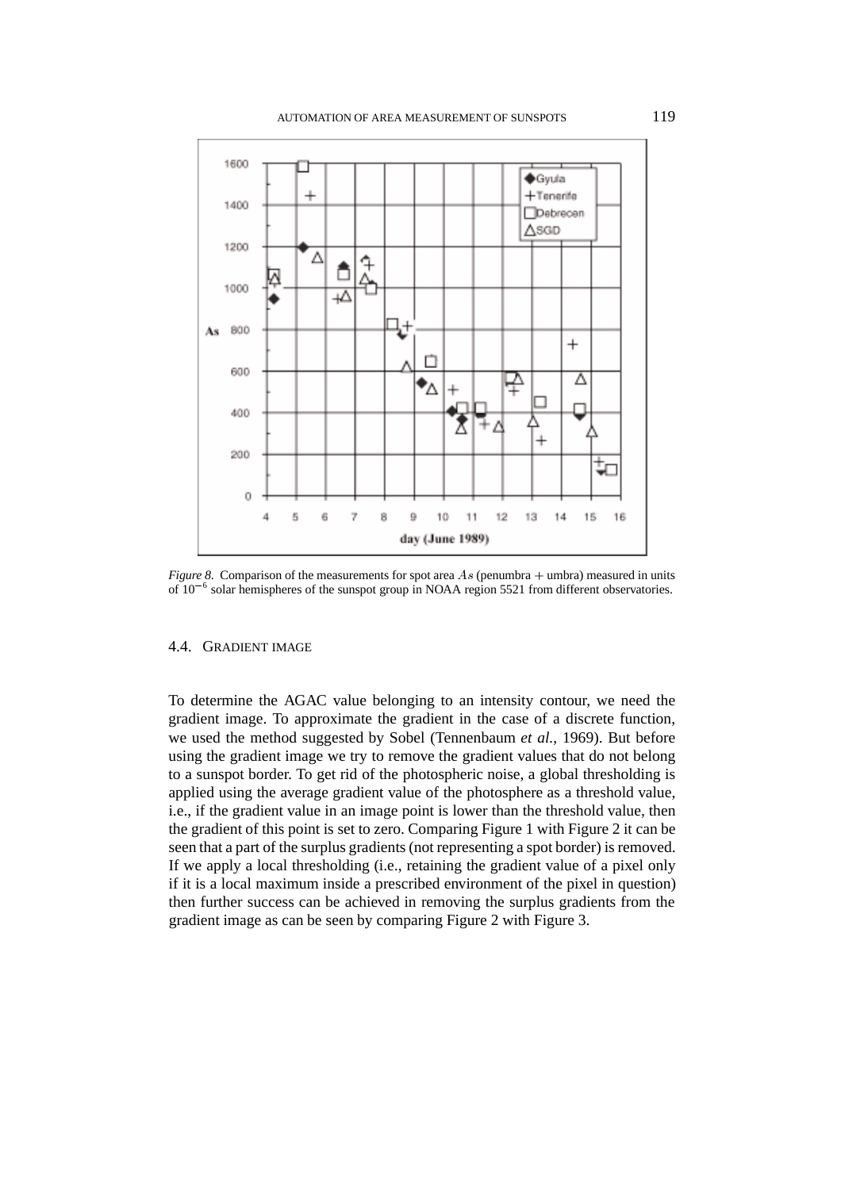*Figure 8.* Comparison of the measurements for spot area $As$ (penumbra + umbra) measured in units of $10^{-6}$ solar hemispheres of the sunspot group in NOAA region 5521 from different observatories.

### 4.4. Gradient Image

To determine the AGAC value belonging to an intensity contour, we need the gradient image. To approximate the gradient in the case of a discrete function, we used the method suggested by Sobel (Tennenbaum *et al.*, 1969). But before using the gradient image we try to remove the gradient values that do not belong to a sunspot border. To get rid of the photospheric noise, a global thresholding is applied using the average gradient value of the photosphere as a threshold value, i.e., if the gradient value in an image point is lower than the threshold value, then the gradient of this point is set to zero. Comparing Figure 1 with Figure 2 it can be seen that a part of the surplus gradients (not representing a spot border) is removed. If we apply a local thresholding (i.e., retaining the gradient value of a pixel only if it is a local maximum inside a prescribed environment of the pixel in question) then further success can be achieved in removing the surplus gradients from the gradient image as can be seen by comparing Figure 2 with Figure 3.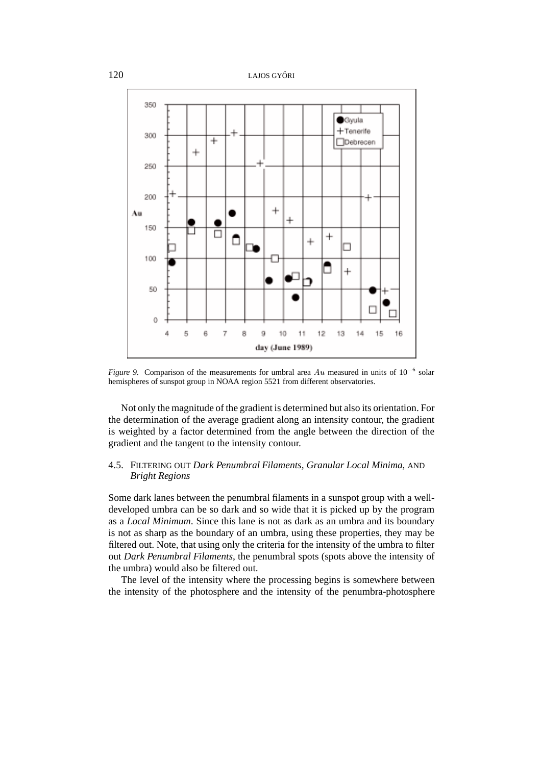*Figure 9.* Comparison of the measurements for umbral area $Au$ measured in units of $10^{-6}$ solar hemispheres of sunspot group in NOAA region 5521 from different observatories.

Not only the magnitude of the gradient is determined but also its orientation. For the determination of the average gradient along an intensity contour, the gradient is weighted by a factor determined from the angle between the direction of the gradient and the tangent to the intensity contour.

### 4.5. FILTERING OUT *Dark Penumbral Filaments, Granular Local Minima*, AND *Bright Regions*

Some dark lanes between the penumbral filaments in a sunspot group with a well-developed umbra can be so dark and so wide that it is picked up by the program as a *Local Minimum*. Since this lane is not as dark as an umbra and its boundary is not as sharp as the boundary of an umbra, using these properties, they may be filtered out. Note, that using only the criteria for the intensity of the umbra to filter out *Dark Penumbral Filaments*, the penumbral spots (spots above the intensity of the umbra) would also be filtered out.

The level of the intensity where the processing begins is somewhere between the intensity of the photosphere and the intensity of the penumbra-photosphere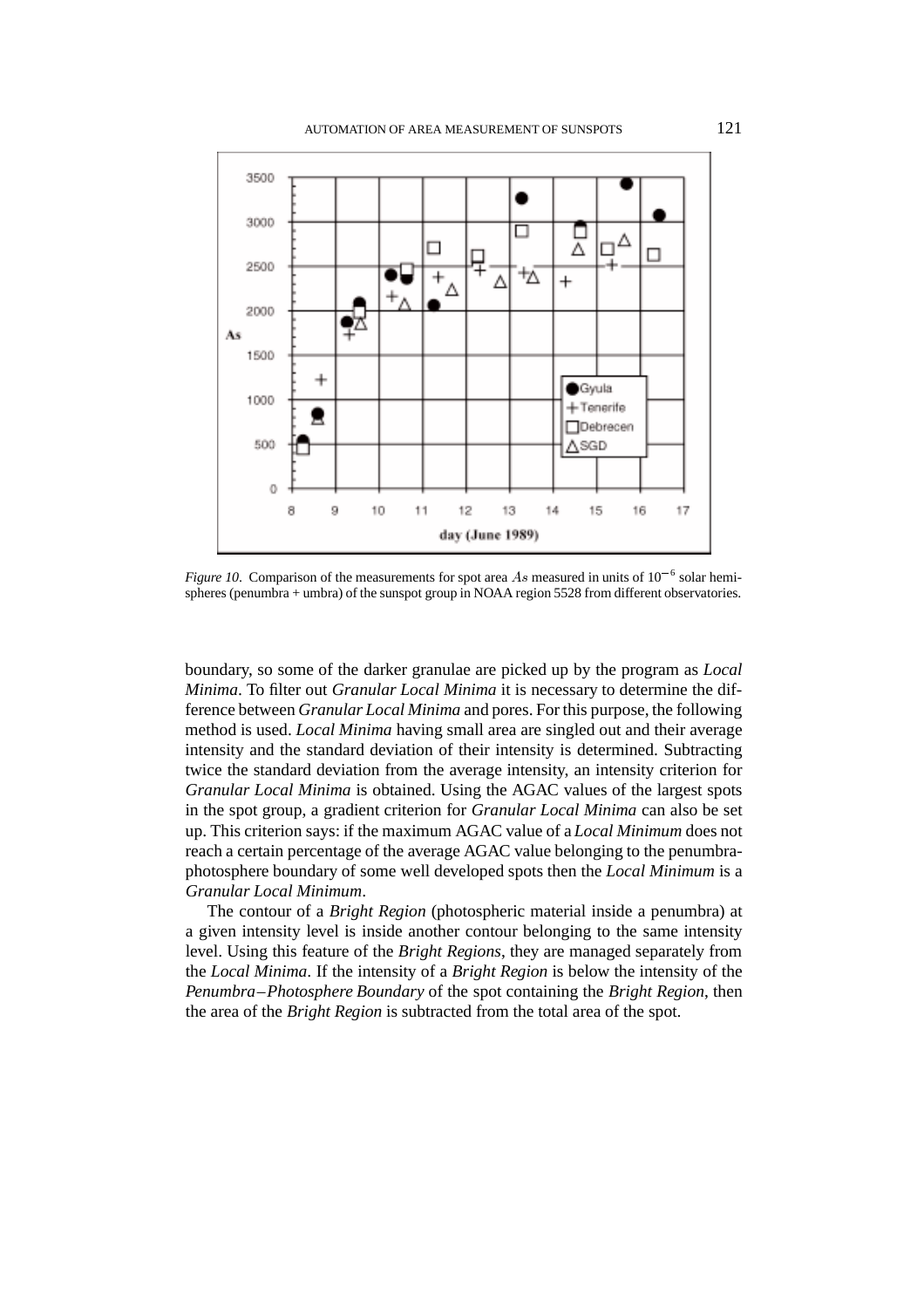*Figure 10*. Comparison of the measurements for spot area $As$ measured in units of $10^{-6}$ solar hemispheres (penumbra + umbra) of the sunspot group in NOAA region 5528 from different observatories.

boundary, so some of the darker granulae are picked up by the program as *Local Minima*. To filter out *Granular Local Minima* it is necessary to determine the difference between *Granular Local Minima* and pores. For this purpose, the following method is used. *Local Minima* having small area are singled out and their average intensity and the standard deviation of their intensity is determined. Subtracting twice the standard deviation from the average intensity, an intensity criterion for *Granular Local Minima* is obtained. Using the AGAC values of the largest spots in the spot group, a gradient criterion for *Granular Local Minima* can also be set up. This criterion says: if the maximum AGAC value of a *Local Minimum* does not reach a certain percentage of the average AGAC value belonging to the penumbra-photosphere boundary of some well developed spots then the *Local Minimum* is a *Granular Local Minimum*.

The contour of a *Bright Region* (photospheric material inside a penumbra) at a given intensity level is inside another contour belonging to the same intensity level. Using this feature of the *Bright Regions*, they are managed separately from the *Local Minima*. If the intensity of a *Bright Region* is below the intensity of the *Penumbra–Photosphere Boundary* of the spot containing the *Bright Region*, then the area of the *Bright Region* is subtracted from the total area of the spot.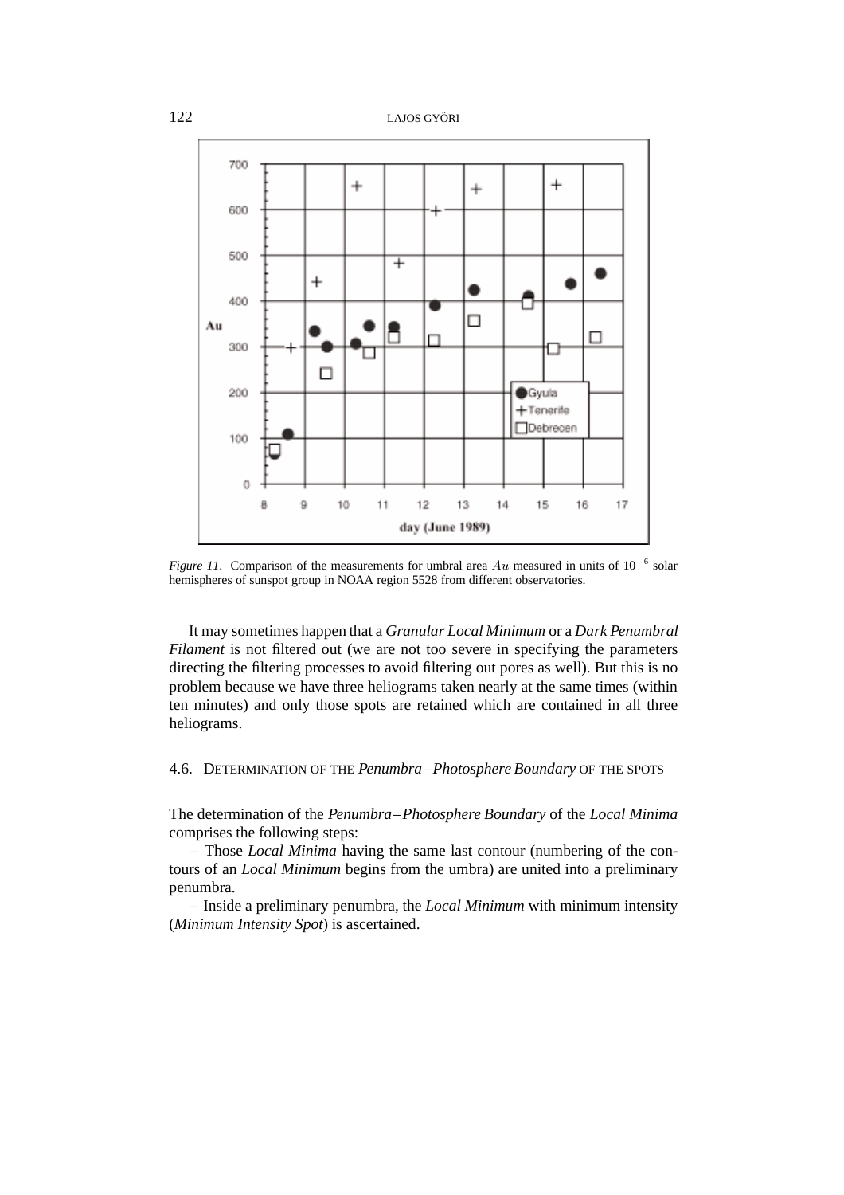*Figure 11*. Comparison of the measurements for umbral area $Au$ measured in units of $10^{-6}$ solar hemispheres of sunspot group in NOAA region 5528 from different observatories.

It may sometimes happen that a *Granular Local Minimum* or a *Dark Penumbral Filament* is not filtered out (we are not too severe in specifying the parameters directing the filtering processes to avoid filtering out pores as well). But this is no problem because we have three heliograms taken nearly at the same times (within ten minutes) and only those spots are retained which are contained in all three heliograms.

### 4.6. Determination of the *Penumbra–Photosphere Boundary* of the spots

The determination of the *Penumbra–Photosphere Boundary* of the *Local Minima* comprises the following steps:

– Those *Local Minima* having the same last contour (numbering of the contours of an *Local Minimum* begins from the umbra) are united into a preliminary penumbra.

– Inside a preliminary penumbra, the *Local Minimum* with minimum intensity (*Minimum Intensity Spot*) is ascertained.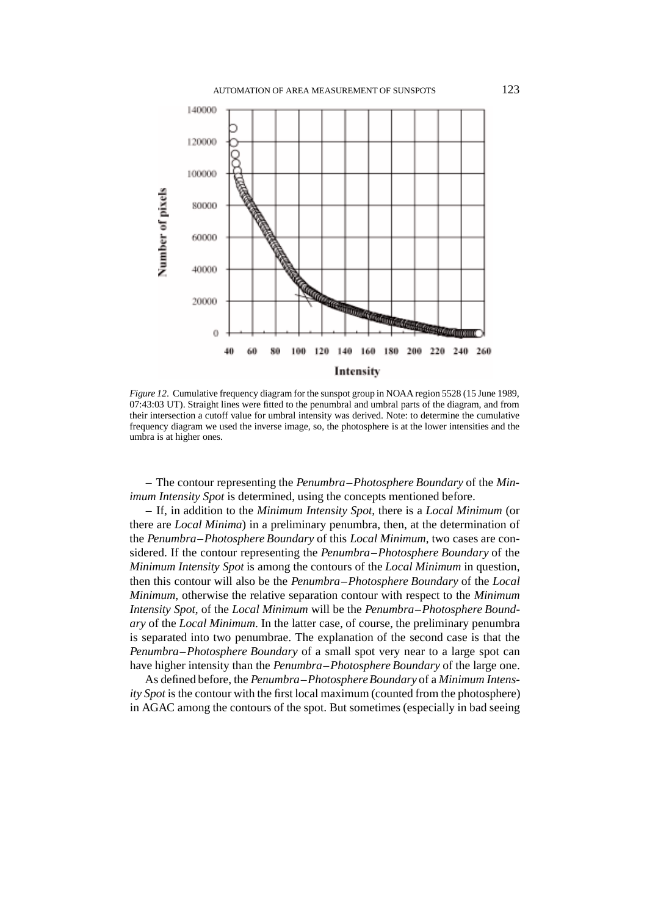*Figure 12*. Cumulative frequency diagram for the sunspot group in NOAA region 5528 (15 June 1989, 07:43:03 UT). Straight lines were fitted to the penumbral and umbral parts of the diagram, and from their intersection a cutoff value for umbral intensity was derived. Note: to determine the cumulative frequency diagram we used the inverse image, so, the photosphere is at the lower intensities and the umbra is at higher ones.

– The contour representing the *Penumbra–Photosphere Boundary* of the *Minimum Intensity Spot* is determined, using the concepts mentioned before.

– If, in addition to the *Minimum Intensity Spot*, there is a *Local Minimum* (or there are *Local Minima*) in a preliminary penumbra, then, at the determination of the *Penumbra–Photosphere Boundary* of this *Local Minimum*, two cases are considered. If the contour representing the *Penumbra–Photosphere Boundary* of the *Minimum Intensity Spot* is among the contours of the *Local Minimum* in question, then this contour will also be the *Penumbra–Photosphere Boundary* of the *Local Minimum*, otherwise the relative separation contour with respect to the *Minimum Intensity Spot*, of the *Local Minimum* will be the *Penumbra–Photosphere Boundary* of the *Local Minimum*. In the latter case, of course, the preliminary penumbra is separated into two penumbrae. The explanation of the second case is that the *Penumbra–Photosphere Boundary* of a small spot very near to a large spot can have higher intensity than the *Penumbra–Photosphere Boundary* of the large one.

As defined before, the *Penumbra–Photosphere Boundary* of a *Minimum Intensity Spot* is the contour with the first local maximum (counted from the photosphere) in AGAC among the contours of the spot. But sometimes (especially in bad seeing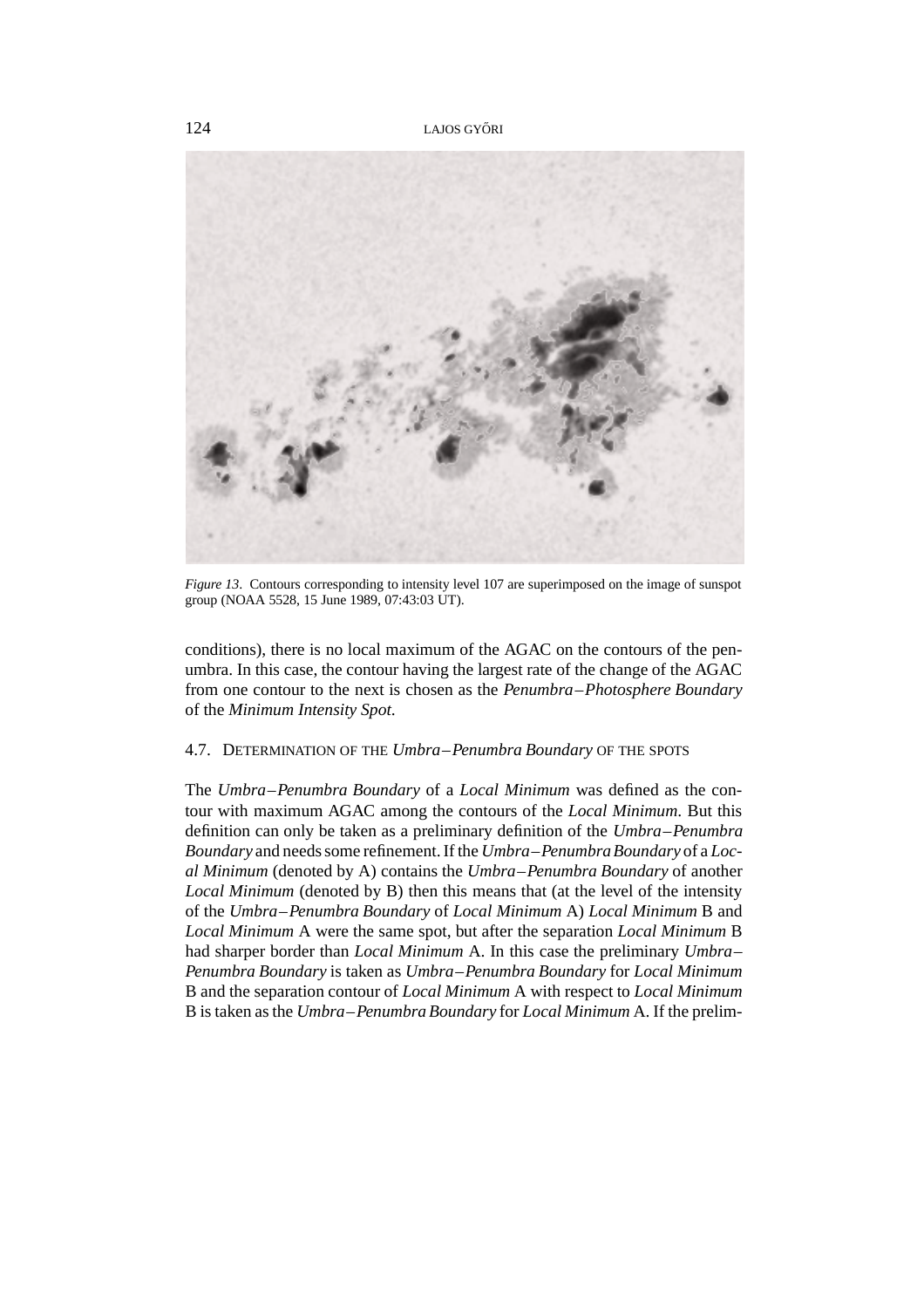*Figure 13*. Contours corresponding to intensity level 107 are superimposed on the image of sunspot group (NOAA 5528, 15 June 1989, 07:43:03 UT).

conditions), there is no local maximum of the AGAC on the contours of the penumbra. In this case, the contour having the largest rate of the change of the AGAC from one contour to the next is chosen as the *Penumbra–Photosphere Boundary* of the *Minimum Intensity Spot*.

### 4.7. Determination of the *Umbra–Penumbra Boundary* of the Spots

The *Umbra–Penumbra Boundary* of a *Local Minimum* was defined as the contour with maximum AGAC among the contours of the *Local Minimum*. But this definition can only be taken as a preliminary definition of the *Umbra–Penumbra Boundary* and needs some refinement. If the *Umbra–Penumbra Boundary* of a *Local Minimum* (denoted by A) contains the *Umbra–Penumbra Boundary* of another *Local Minimum* (denoted by B) then this means that (at the level of the intensity of the *Umbra–Penumbra Boundary* of *Local Minimum* A) *Local Minimum* B and *Local Minimum* A were the same spot, but after the separation *Local Minimum* B had sharper border than *Local Minimum* A. In this case the preliminary *Umbra–Penumbra Boundary* is taken as *Umbra–Penumbra Boundary* for *Local Minimum* B and the separation contour of *Local Minimum* A with respect to *Local Minimum* B is taken as the *Umbra–Penumbra Boundary* for *Local Minimum* A. If the prelim-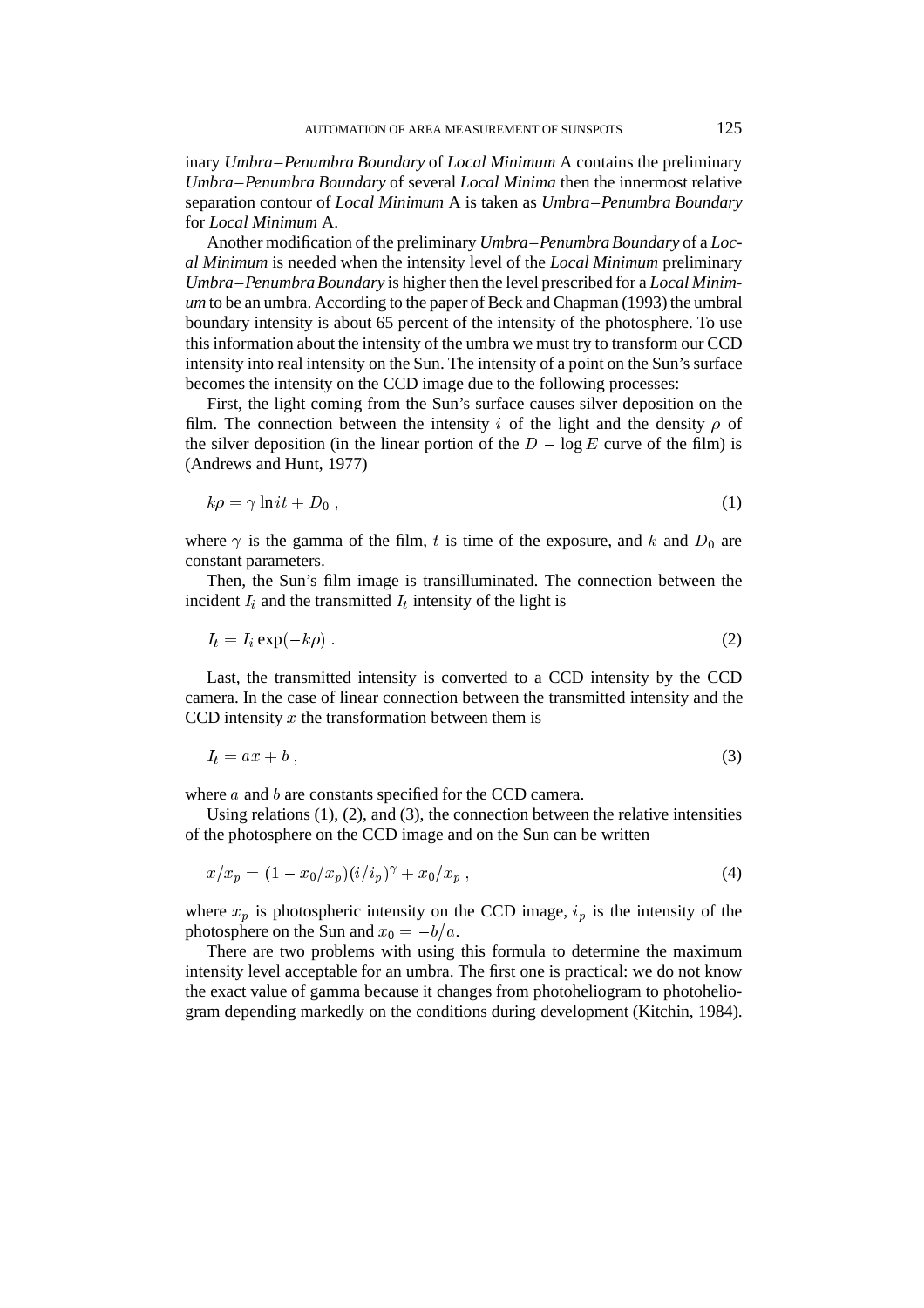inary *Umbra–Penumbra Boundary* of *Local Minimum* A contains the preliminary *Umbra–Penumbra Boundary* of several *Local Minima* then the innermost relative separation contour of *Local Minimum* A is taken as *Umbra–Penumbra Boundary* for *Local Minimum* A.

Another modification of the preliminary *Umbra–Penumbra Boundary* of a *Local Minimum* is needed when the intensity level of the *Local Minimum* preliminary *Umbra–Penumbra Boundary* is higher then the level prescribed for a *Local Minimum* to be an umbra. According to the paper of Beck and Chapman (1993) the umbral boundary intensity is about 65 percent of the intensity of the photosphere. To use this information about the intensity of the umbra we must try to transform our CCD intensity into real intensity on the Sun. The intensity of a point on the Sun's surface becomes the intensity on the CCD image due to the following processes:

First, the light coming from the Sun's surface causes silver deposition on the film. The connection between the intensity $i$ of the light and the density $\rho$ of the silver deposition (in the linear portion of the $D - \log E$ curve of the film) is (Andrews and Hunt, 1977)

$$k\rho = \gamma \ln it + D_0 \, , \tag{1}$$

where $\gamma$ is the gamma of the film, $t$ is time of the exposure, and $k$ and $D_0$ are constant parameters.

Then, the Sun's film image is transilluminated. The connection between the incident $I_i$ and the transmitted $I_t$ intensity of the light is

$$I_t = I_i \exp(-k\rho) \, . \tag{2}$$

Last, the transmitted intensity is converted to a CCD intensity by the CCD camera. In the case of linear connection between the transmitted intensity and the CCD intensity $x$ the transformation between them is

$$I_t = ax + b \, , \tag{3}$$

where $a$ and $b$ are constants specified for the CCD camera.

Using relations (1), (2), and (3), the connection between the relative intensities of the photosphere on the CCD image and on the Sun can be written

$$x/x_p = (1 - x_0/x_p)(i/i_p)^\gamma + x_0/x_p \, , \tag{4}$$

where $x_p$ is photospheric intensity on the CCD image, $i_p$ is the intensity of the photosphere on the Sun and $x_0 = -b/a$.

There are two problems with using this formula to determine the maximum intensity level acceptable for an umbra. The first one is practical: we do not know the exact value of gamma because it changes from photoheliogram to photoheliogram depending markedly on the conditions during development (Kitchin, 1984).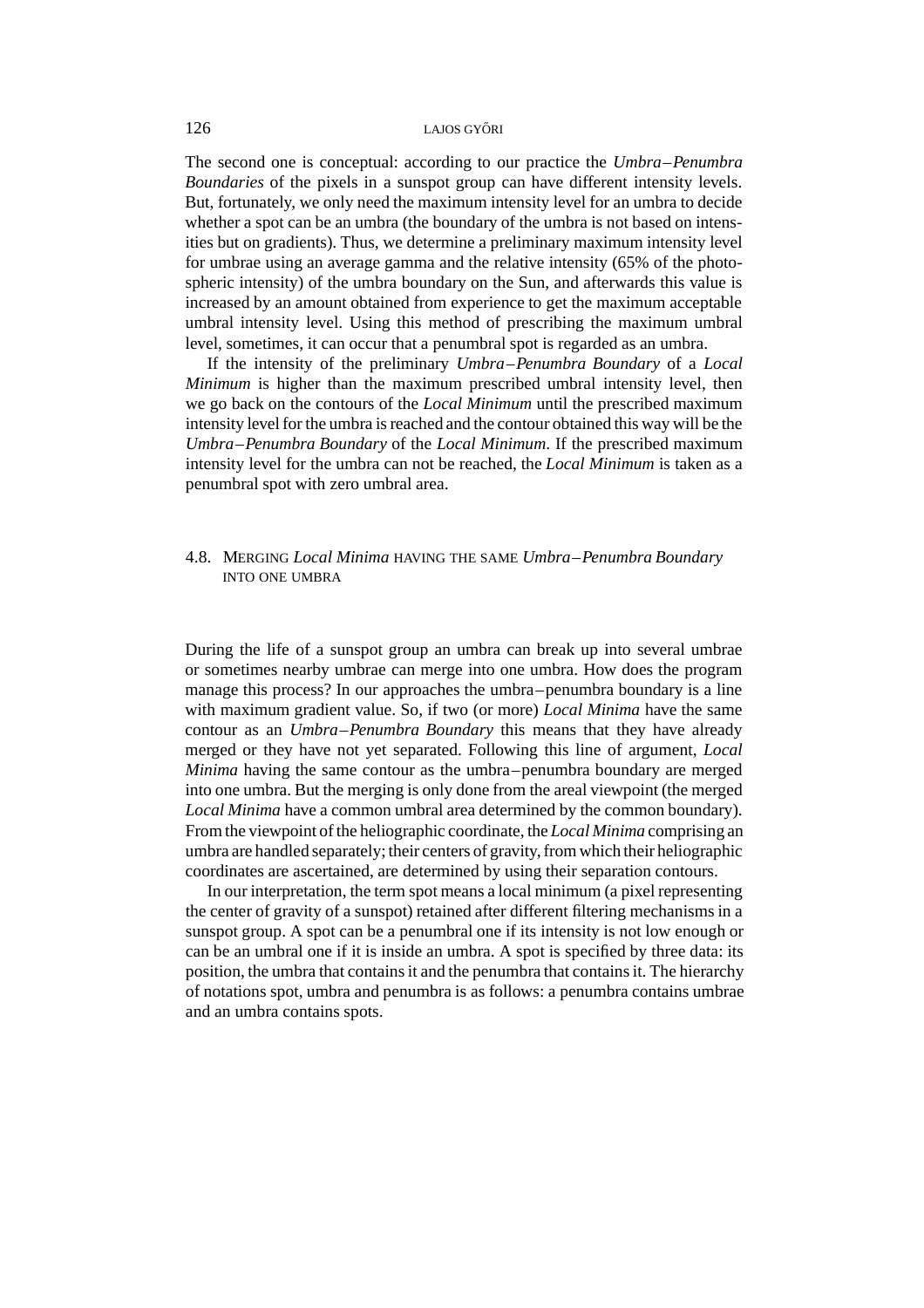The second one is conceptual: according to our practice the *Umbra–Penumbra Boundaries* of the pixels in a sunspot group can have different intensity levels. But, fortunately, we only need the maximum intensity level for an umbra to decide whether a spot can be an umbra (the boundary of the umbra is not based on intensities but on gradients). Thus, we determine a preliminary maximum intensity level for umbrae using an average gamma and the relative intensity (65% of the photospheric intensity) of the umbra boundary on the Sun, and afterwards this value is increased by an amount obtained from experience to get the maximum acceptable umbral intensity level. Using this method of prescribing the maximum umbral level, sometimes, it can occur that a penumbral spot is regarded as an umbra.

If the intensity of the preliminary *Umbra–Penumbra Boundary* of a *Local Minimum* is higher than the maximum prescribed umbral intensity level, then we go back on the contours of the *Local Minimum* until the prescribed maximum intensity level for the umbra is reached and the contour obtained this way will be the *Umbra–Penumbra Boundary* of the *Local Minimum*. If the prescribed maximum intensity level for the umbra can not be reached, the *Local Minimum* is taken as a penumbral spot with zero umbral area.

### 4.8. Merging *Local Minima* having the same *Umbra–Penumbra Boundary* into one umbra

During the life of a sunspot group an umbra can break up into several umbrae or sometimes nearby umbrae can merge into one umbra. How does the program manage this process? In our approaches the umbra–penumbra boundary is a line with maximum gradient value. So, if two (or more) *Local Minima* have the same contour as an *Umbra–Penumbra Boundary* this means that they have already merged or they have not yet separated. Following this line of argument, *Local Minima* having the same contour as the umbra–penumbra boundary are merged into one umbra. But the merging is only done from the areal viewpoint (the merged *Local Minima* have a common umbral area determined by the common boundary). From the viewpoint of the heliographic coordinate, the *Local Minima* comprising an umbra are handled separately; their centers of gravity, from which their heliographic coordinates are ascertained, are determined by using their separation contours.

In our interpretation, the term spot means a local minimum (a pixel representing the center of gravity of a sunspot) retained after different filtering mechanisms in a sunspot group. A spot can be a penumbral one if its intensity is not low enough or can be an umbral one if it is inside an umbra. A spot is specified by three data: its position, the umbra that contains it and the penumbra that contains it. The hierarchy of notations spot, umbra and penumbra is as follows: a penumbra contains umbrae and an umbra contains spots.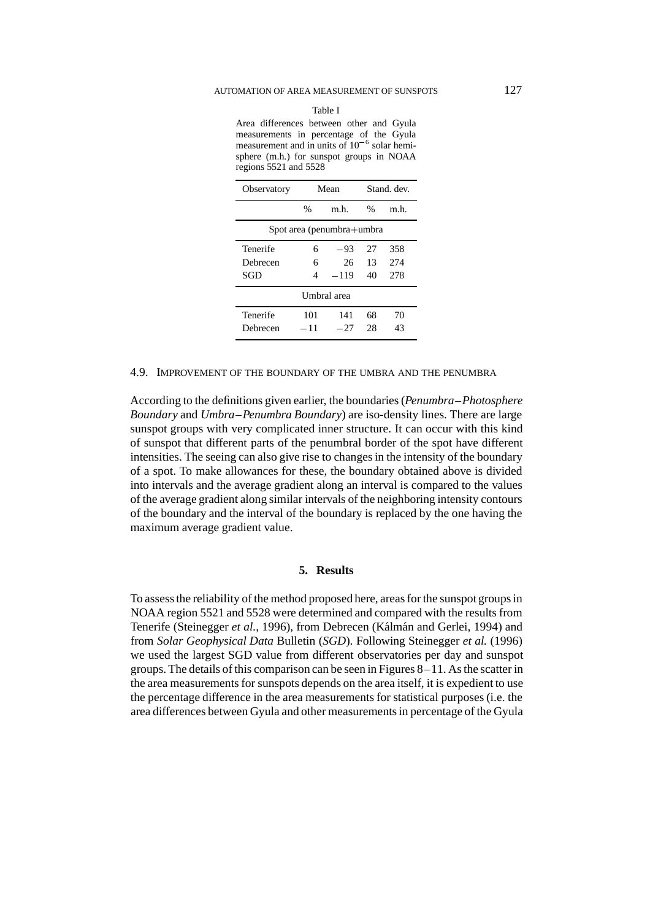Table I

Area differences between other and Gyula measurements in percentage of the Gyula measurement and in units of $10^{-6}$ solar hemisphere (m.h.) for sunspot groups in NOAA regions 5521 and 5528

| Observatory | Mean | | Stand. dev. | |
|---|---|---|---|---|
| | % | m.h. | % | m.h. |
| Spot area (penumbra+umbra | | | | |
| Tenerife | 6 | −93 | 27 | 358 |
| Debrecen | 6 | 26 | 13 | 274 |
| SGD | 4 | −119 | 40 | 278 |
| Umbral area | | | | |
| Tenerife | 101 | 141 | 68 | 70 |
| Debrecen | −11 | −27 | 28 | 43 |

### 4.9. Improvement of the boundary of the umbra and the penumbra

According to the definitions given earlier, the boundaries (*Penumbra–Photosphere Boundary* and *Umbra–Penumbra Boundary*) are iso-density lines. There are large sunspot groups with very complicated inner structure. It can occur with this kind of sunspot that different parts of the penumbral border of the spot have different intensities. The seeing can also give rise to changes in the intensity of the boundary of a spot. To make allowances for these, the boundary obtained above is divided into intervals and the average gradient along an interval is compared to the values of the average gradient along similar intervals of the neighboring intensity contours of the boundary and the interval of the boundary is replaced by the one having the maximum average gradient value.

## 5. Results

To assess the reliability of the method proposed here, areas for the sunspot groups in NOAA region 5521 and 5528 were determined and compared with the results from Tenerife (Steinegger *et al.*, 1996), from Debrecen (Kálmán and Gerlei, 1994) and from *Solar Geophysical Data* Bulletin (*SGD*). Following Steinegger *et al.* (1996) we used the largest SGD value from different observatories per day and sunspot groups. The details of this comparison can be seen in Figures 8–11. As the scatter in the area measurements for sunspots depends on the area itself, it is expedient to use the percentage difference in the area measurements for statistical purposes (i.e. the area differences between Gyula and other measurements in percentage of the Gyula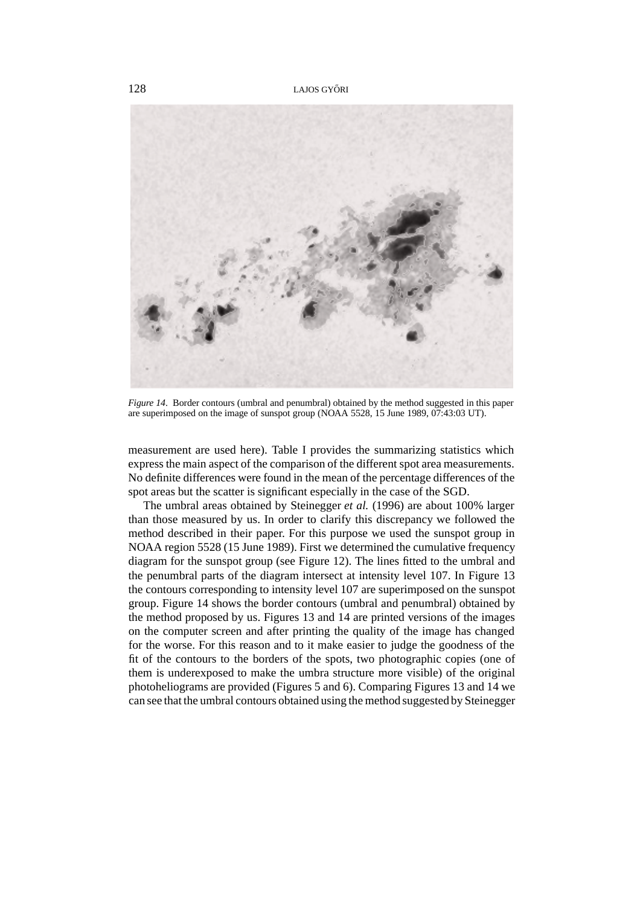*Figure 14*. Border contours (umbral and penumbral) obtained by the method suggested in this paper are superimposed on the image of sunspot group (NOAA 5528, 15 June 1989, 07:43:03 UT).

measurement are used here). Table I provides the summarizing statistics which express the main aspect of the comparison of the different spot area measurements. No definite differences were found in the mean of the percentage differences of the spot areas but the scatter is significant especially in the case of the SGD.

The umbral areas obtained by Steinegger *et al.* (1996) are about 100% larger than those measured by us. In order to clarify this discrepancy we followed the method described in their paper. For this purpose we used the sunspot group in NOAA region 5528 (15 June 1989). First we determined the cumulative frequency diagram for the sunspot group (see Figure 12). The lines fitted to the umbral and the penumbral parts of the diagram intersect at intensity level 107. In Figure 13 the contours corresponding to intensity level 107 are superimposed on the sunspot group. Figure 14 shows the border contours (umbral and penumbral) obtained by the method proposed by us. Figures 13 and 14 are printed versions of the images on the computer screen and after printing the quality of the image has changed for the worse. For this reason and to it make easier to judge the goodness of the fit of the contours to the borders of the spots, two photographic copies (one of them is underexposed to make the umbra structure more visible) of the original photoheliograms are provided (Figures 5 and 6). Comparing Figures 13 and 14 we can see that the umbral contours obtained using the method suggested by Steinegger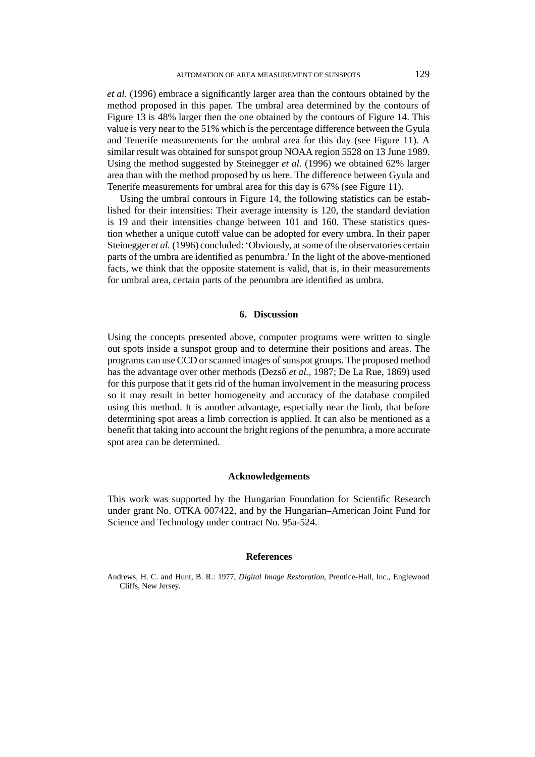*et al.* (1996) embrace a significantly larger area than the contours obtained by the method proposed in this paper. The umbral area determined by the contours of Figure 13 is 48% larger then the one obtained by the contours of Figure 14. This value is very near to the 51% which is the percentage difference between the Gyula and Tenerife measurements for the umbral area for this day (see Figure 11). A similar result was obtained for sunspot group NOAA region 5528 on 13 June 1989. Using the method suggested by Steinegger *et al.* (1996) we obtained 62% larger area than with the method proposed by us here. The difference between Gyula and Tenerife measurements for umbral area for this day is 67% (see Figure 11).

Using the umbral contours in Figure 14, the following statistics can be established for their intensities: Their average intensity is 120, the standard deviation is 19 and their intensities change between 101 and 160. These statistics question whether a unique cutoff value can be adopted for every umbra. In their paper Steinegger *et al.* (1996) concluded: 'Obviously, at some of the observatories certain parts of the umbra are identified as penumbra.' In the light of the above-mentioned facts, we think that the opposite statement is valid, that is, in their measurements for umbral area, certain parts of the penumbra are identified as umbra.

## 6. Discussion

Using the concepts presented above, computer programs were written to single out spots inside a sunspot group and to determine their positions and areas. The programs can use CCD or scanned images of sunspot groups. The proposed method has the advantage over other methods (Dezső *et al.*, 1987; De La Rue, 1869) used for this purpose that it gets rid of the human involvement in the measuring process so it may result in better homogeneity and accuracy of the database compiled using this method. It is another advantage, especially near the limb, that before determining spot areas a limb correction is applied. It can also be mentioned as a benefit that taking into account the bright regions of the penumbra, a more accurate spot area can be determined.

## Acknowledgements

This work was supported by the Hungarian Foundation for Scientific Research under grant No. OTKA 007422, and by the Hungarian–American Joint Fund for Science and Technology under contract No. 95a-524.

## References

Andrews, H. C. and Hunt, B. R.: 1977, *Digital Image Restoration*, Prentice-Hall, Inc., Englewood Cliffs, New Jersey.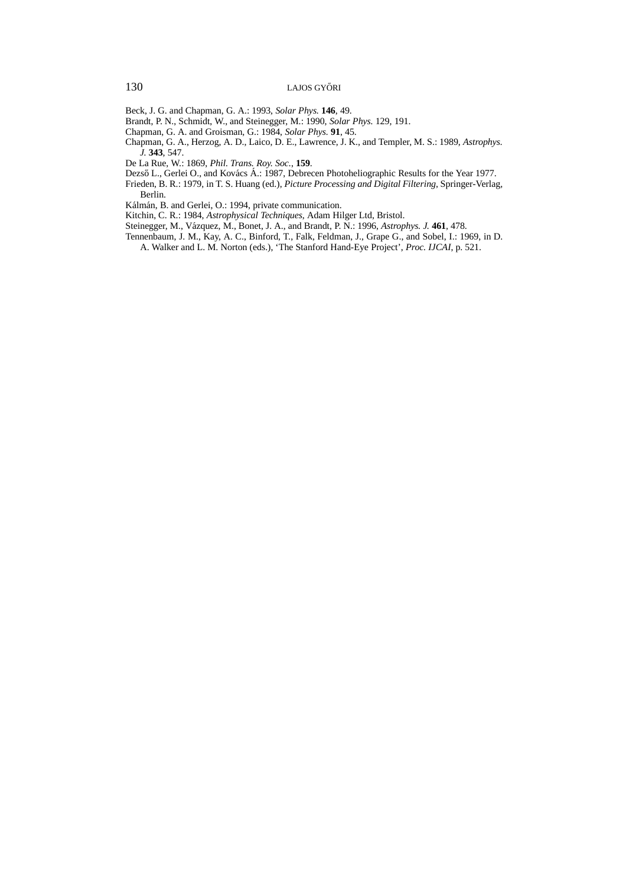Beck, J. G. and Chapman, G. A.: 1993, *Solar Phys.* **146**, 49.

Brandt, P. N., Schmidt, W., and Steinegger, M.: 1990, *Solar Phys.* 129, 191.

Chapman, G. A. and Groisman, G.: 1984, *Solar Phys.* **91**, 45.

Chapman, G. A., Herzog, A. D., Laico, D. E., Lawrence, J. K., and Templer, M. S.: 1989, *Astrophys. J.* **343**, 547.

De La Rue, W.: 1869, *Phil. Trans. Roy. Soc.*, **159**.

Dezső L., Gerlei O., and Kovács Á.: 1987, Debrecen Photoheliographic Results for the Year 1977.

Frieden, B. R.: 1979, in T. S. Huang (ed.), *Picture Processing and Digital Filtering*, Springer-Verlag, Berlin.

Kálmán, B. and Gerlei, O.: 1994, private communication.

Kitchin, C. R.: 1984, *Astrophysical Techniques*, Adam Hilger Ltd, Bristol.

Steinegger, M., Vázquez, M., Bonet, J. A., and Brandt, P. N.: 1996, *Astrophys. J.* **461**, 478.

Tennenbaum, J. M., Kay, A. C., Binford, T., Falk, Feldman, J., Grape G., and Sobel, I.: 1969, in D. A. Walker and L. M. Norton (eds.), 'The Stanford Hand-Eye Project', *Proc. IJCAI*, p. 521.